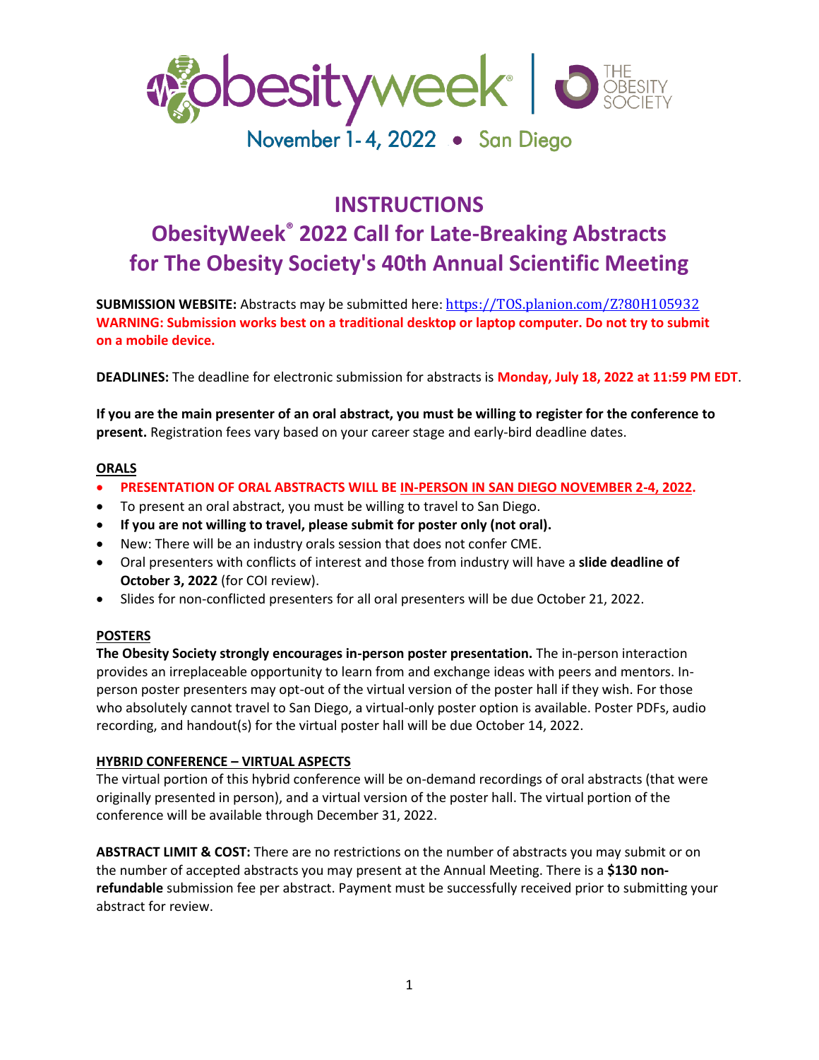obesityweek® | THE OBESITY SOCIETY

November 1-4, 2022 • San Diego

# INSTRUCTIONS

## ObesityWeek® 2022 Call for Late-Breaking Abstracts for The Obesity Society's 40th Annual Scientific Meeting

**SUBMISSION WEBSITE:** Abstracts may be submitted here: https://TOS.planion.com/Z?80H105932
**WARNING: Submission works best on a traditional desktop or laptop computer. Do not try to submit on a mobile device.**

**DEADLINES:** The deadline for electronic submission for abstracts is **Monday, July 18, 2022 at 11:59 PM EDT**.

**If you are the main presenter of an oral abstract, you must be willing to register for the conference to present.** Registration fees vary based on your career stage and early-bird deadline dates.

**ORALS**

- **PRESENTATION OF ORAL ABSTRACTS WILL BE IN-PERSON IN SAN DIEGO NOVEMBER 2-4, 2022.**
- To present an oral abstract, you must be willing to travel to San Diego.
- **If you are not willing to travel, please submit for poster only (not oral).**
- New: There will be an industry orals session that does not confer CME.
- Oral presenters with conflicts of interest and those from industry will have a **slide deadline of October 3, 2022** (for COI review).
- Slides for non-conflicted presenters for all oral presenters will be due October 21, 2022.

**POSTERS**

**The Obesity Society strongly encourages in-person poster presentation.** The in-person interaction provides an irreplaceable opportunity to learn from and exchange ideas with peers and mentors. In-person poster presenters may opt-out of the virtual version of the poster hall if they wish. For those who absolutely cannot travel to San Diego, a virtual-only poster option is available. Poster PDFs, audio recording, and handout(s) for the virtual poster hall will be due October 14, 2022.

**HYBRID CONFERENCE – VIRTUAL ASPECTS**

The virtual portion of this hybrid conference will be on-demand recordings of oral abstracts (that were originally presented in person), and a virtual version of the poster hall. The virtual portion of the conference will be available through December 31, 2022.

**ABSTRACT LIMIT & COST:** There are no restrictions on the number of abstracts you may submit or on the number of accepted abstracts you may present at the Annual Meeting. There is a **$130 non-refundable** submission fee per abstract. Payment must be successfully received prior to submitting your abstract for review.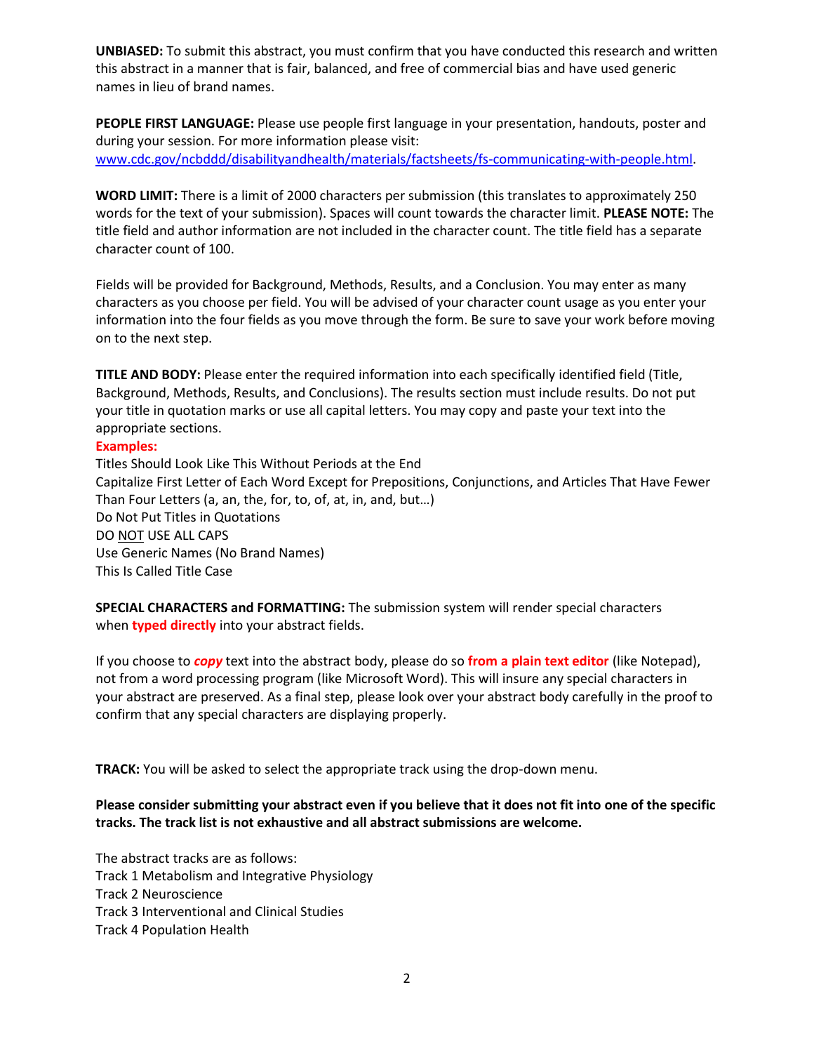**UNBIASED:** To submit this abstract, you must confirm that you have conducted this research and written this abstract in a manner that is fair, balanced, and free of commercial bias and have used generic names in lieu of brand names.

**PEOPLE FIRST LANGUAGE:** Please use people first language in your presentation, handouts, poster and during your session. For more information please visit: [www.cdc.gov/ncbddd/disabilityandhealth/materials/factsheets/fs-communicating-with-people.html](www.cdc.gov/ncbddd/disabilityandhealth/materials/factsheets/fs-communicating-with-people.html).

**WORD LIMIT:** There is a limit of 2000 characters per submission (this translates to approximately 250 words for the text of your submission). Spaces will count towards the character limit. **PLEASE NOTE:** The title field and author information are not included in the character count. The title field has a separate character count of 100.

Fields will be provided for Background, Methods, Results, and a Conclusion. You may enter as many characters as you choose per field. You will be advised of your character count usage as you enter your information into the four fields as you move through the form. Be sure to save your work before moving on to the next step.

**TITLE AND BODY:** Please enter the required information into each specifically identified field (Title, Background, Methods, Results, and Conclusions). The results section must include results. Do not put your title in quotation marks or use all capital letters. You may copy and paste your text into the appropriate sections.

**Examples:**

Titles Should Look Like This Without Periods at the End
Capitalize First Letter of Each Word Except for Prepositions, Conjunctions, and Articles That Have Fewer Than Four Letters (a, an, the, for, to, of, at, in, and, but…)
Do Not Put Titles in Quotations
DO <u>NOT</u> USE ALL CAPS
Use Generic Names (No Brand Names)
This Is Called Title Case

**SPECIAL CHARACTERS and FORMATTING:** The submission system will render special characters when **typed directly** into your abstract fields.

If you choose to ***copy*** text into the abstract body, please do so **from a plain text editor** (like Notepad), not from a word processing program (like Microsoft Word). This will insure any special characters in your abstract are preserved. As a final step, please look over your abstract body carefully in the proof to confirm that any special characters are displaying properly.

**TRACK:** You will be asked to select the appropriate track using the drop-down menu.

**Please consider submitting your abstract even if you believe that it does not fit into one of the specific tracks. The track list is not exhaustive and all abstract submissions are welcome.**

The abstract tracks are as follows:
Track 1 Metabolism and Integrative Physiology
Track 2 Neuroscience
Track 3 Interventional and Clinical Studies
Track 4 Population Health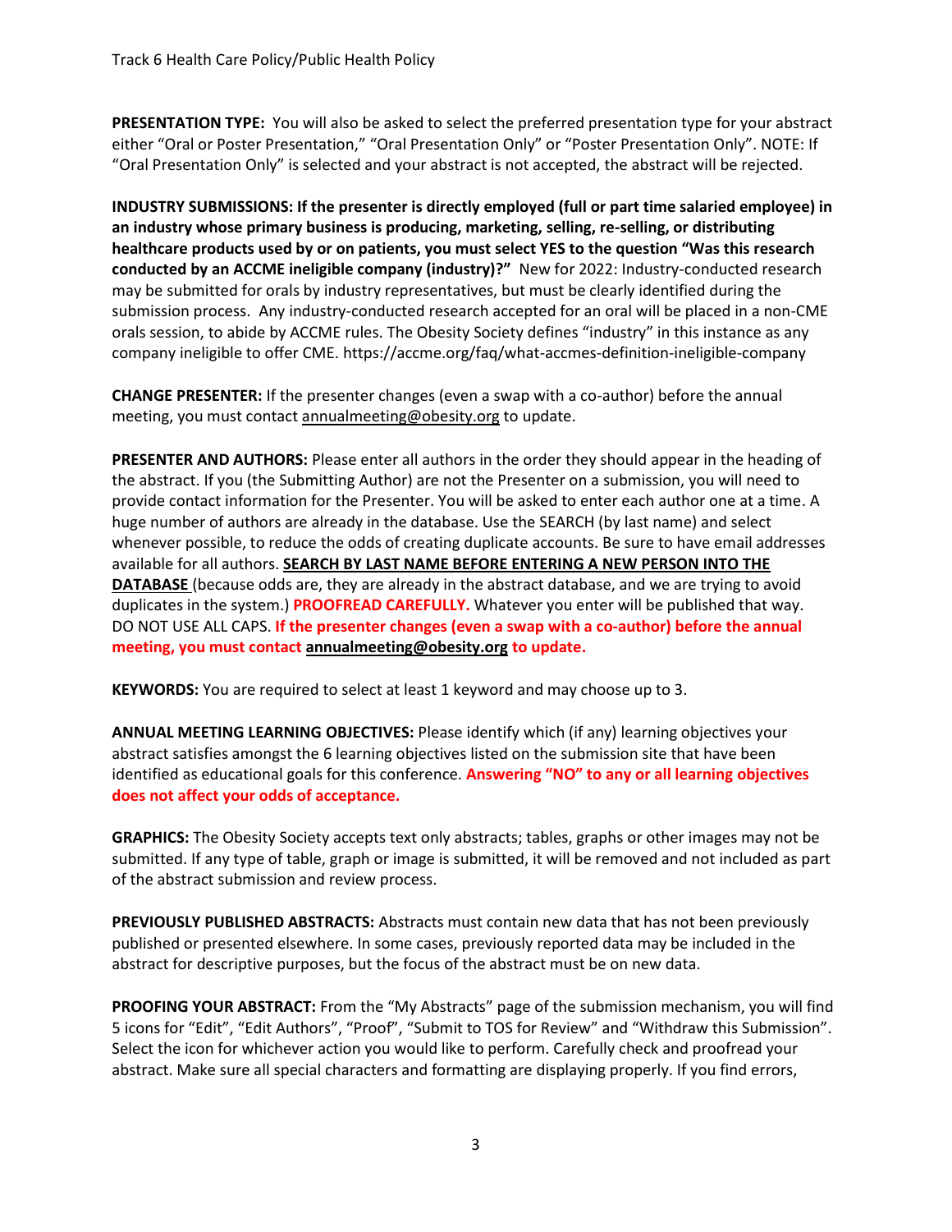**PRESENTATION TYPE:** You will also be asked to select the preferred presentation type for your abstract either "Oral or Poster Presentation," "Oral Presentation Only" or "Poster Presentation Only". NOTE: If "Oral Presentation Only" is selected and your abstract is not accepted, the abstract will be rejected.

**INDUSTRY SUBMISSIONS: If the presenter is directly employed (full or part time salaried employee) in an industry whose primary business is producing, marketing, selling, re-selling, or distributing healthcare products used by or on patients, you must select YES to the question "Was this research conducted by an ACCME ineligible company (industry)?"** New for 2022: Industry-conducted research may be submitted for orals by industry representatives, but must be clearly identified during the submission process. Any industry-conducted research accepted for an oral will be placed in a non-CME orals session, to abide by ACCME rules. The Obesity Society defines "industry" in this instance as any company ineligible to offer CME. https://accme.org/faq/what-accmes-definition-ineligible-company

**CHANGE PRESENTER:** If the presenter changes (even a swap with a co-author) before the annual meeting, you must contact annualmeeting@obesity.org to update.

**PRESENTER AND AUTHORS:** Please enter all authors in the order they should appear in the heading of the abstract. If you (the Submitting Author) are not the Presenter on a submission, you will need to provide contact information for the Presenter. You will be asked to enter each author one at a time. A huge number of authors are already in the database. Use the SEARCH (by last name) and select whenever possible, to reduce the odds of creating duplicate accounts. Be sure to have email addresses available for all authors. **SEARCH BY LAST NAME BEFORE ENTERING A NEW PERSON INTO THE DATABASE** (because odds are, they are already in the abstract database, and we are trying to avoid duplicates in the system.) **PROOFREAD CAREFULLY.** Whatever you enter will be published that way. DO NOT USE ALL CAPS. **If the presenter changes (even a swap with a co-author) before the annual meeting, you must contact annualmeeting@obesity.org to update.**

**KEYWORDS:** You are required to select at least 1 keyword and may choose up to 3.

**ANNUAL MEETING LEARNING OBJECTIVES:** Please identify which (if any) learning objectives your abstract satisfies amongst the 6 learning objectives listed on the submission site that have been identified as educational goals for this conference. **Answering "NO" to any or all learning objectives does not affect your odds of acceptance.**

**GRAPHICS:** The Obesity Society accepts text only abstracts; tables, graphs or other images may not be submitted. If any type of table, graph or image is submitted, it will be removed and not included as part of the abstract submission and review process.

**PREVIOUSLY PUBLISHED ABSTRACTS:** Abstracts must contain new data that has not been previously published or presented elsewhere. In some cases, previously reported data may be included in the abstract for descriptive purposes, but the focus of the abstract must be on new data.

**PROOFING YOUR ABSTRACT:** From the "My Abstracts" page of the submission mechanism, you will find 5 icons for "Edit", "Edit Authors", "Proof", "Submit to TOS for Review" and "Withdraw this Submission". Select the icon for whichever action you would like to perform. Carefully check and proofread your abstract. Make sure all special characters and formatting are displaying properly. If you find errors,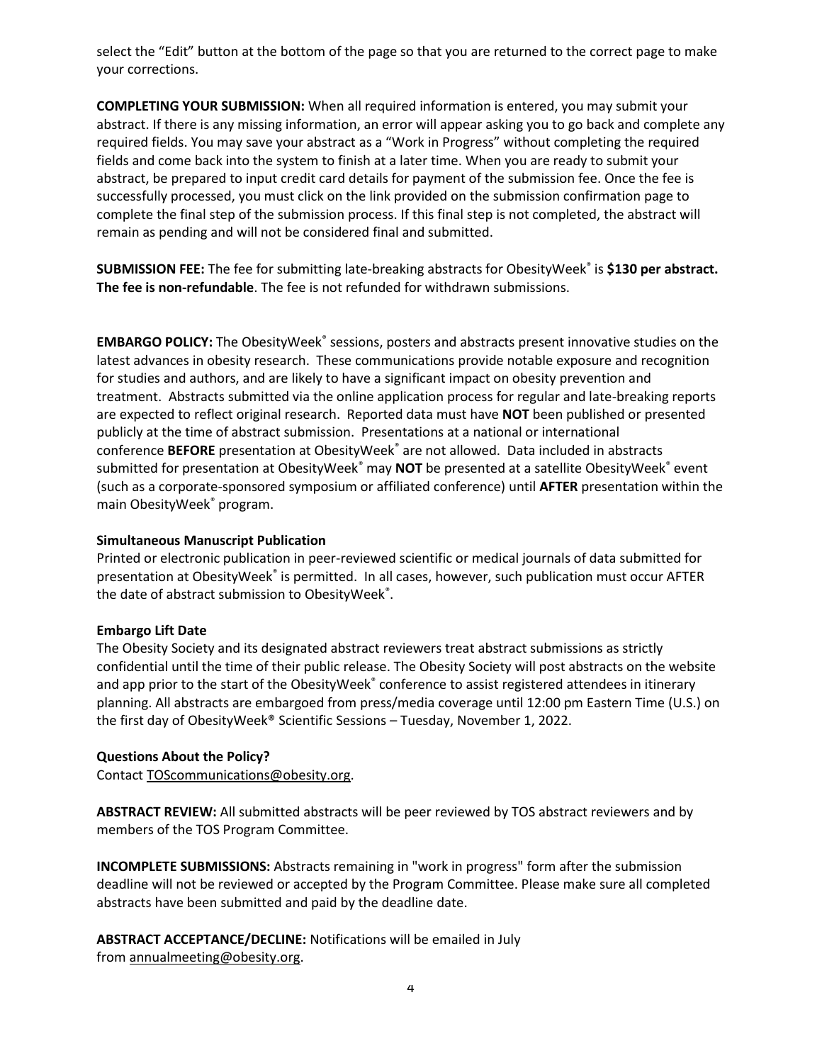select the "Edit" button at the bottom of the page so that you are returned to the correct page to make your corrections.

**COMPLETING YOUR SUBMISSION:** When all required information is entered, you may submit your abstract. If there is any missing information, an error will appear asking you to go back and complete any required fields. You may save your abstract as a "Work in Progress" without completing the required fields and come back into the system to finish at a later time. When you are ready to submit your abstract, be prepared to input credit card details for payment of the submission fee. Once the fee is successfully processed, you must click on the link provided on the submission confirmation page to complete the final step of the submission process. If this final step is not completed, the abstract will remain as pending and will not be considered final and submitted.

**SUBMISSION FEE:** The fee for submitting late-breaking abstracts for ObesityWeek® is **$130 per abstract. The fee is non-refundable**. The fee is not refunded for withdrawn submissions.

**EMBARGO POLICY:** The ObesityWeek® sessions, posters and abstracts present innovative studies on the latest advances in obesity research. These communications provide notable exposure and recognition for studies and authors, and are likely to have a significant impact on obesity prevention and treatment. Abstracts submitted via the online application process for regular and late-breaking reports are expected to reflect original research. Reported data must have **NOT** been published or presented publicly at the time of abstract submission. Presentations at a national or international conference **BEFORE** presentation at ObesityWeek® are not allowed. Data included in abstracts submitted for presentation at ObesityWeek® may **NOT** be presented at a satellite ObesityWeek® event (such as a corporate-sponsored symposium or affiliated conference) until **AFTER** presentation within the main ObesityWeek® program.

**Simultaneous Manuscript Publication**

Printed or electronic publication in peer-reviewed scientific or medical journals of data submitted for presentation at ObesityWeek® is permitted. In all cases, however, such publication must occur AFTER the date of abstract submission to ObesityWeek®.

**Embargo Lift Date**

The Obesity Society and its designated abstract reviewers treat abstract submissions as strictly confidential until the time of their public release. The Obesity Society will post abstracts on the website and app prior to the start of the ObesityWeek® conference to assist registered attendees in itinerary planning. All abstracts are embargoed from press/media coverage until 12:00 pm Eastern Time (U.S.) on the first day of ObesityWeek® Scientific Sessions – Tuesday, November 1, 2022.

**Questions About the Policy?**

Contact TOScommunications@obesity.org.

**ABSTRACT REVIEW:** All submitted abstracts will be peer reviewed by TOS abstract reviewers and by members of the TOS Program Committee.

**INCOMPLETE SUBMISSIONS:** Abstracts remaining in "work in progress" form after the submission deadline will not be reviewed or accepted by the Program Committee. Please make sure all completed abstracts have been submitted and paid by the deadline date.

**ABSTRACT ACCEPTANCE/DECLINE:** Notifications will be emailed in July from annualmeeting@obesity.org.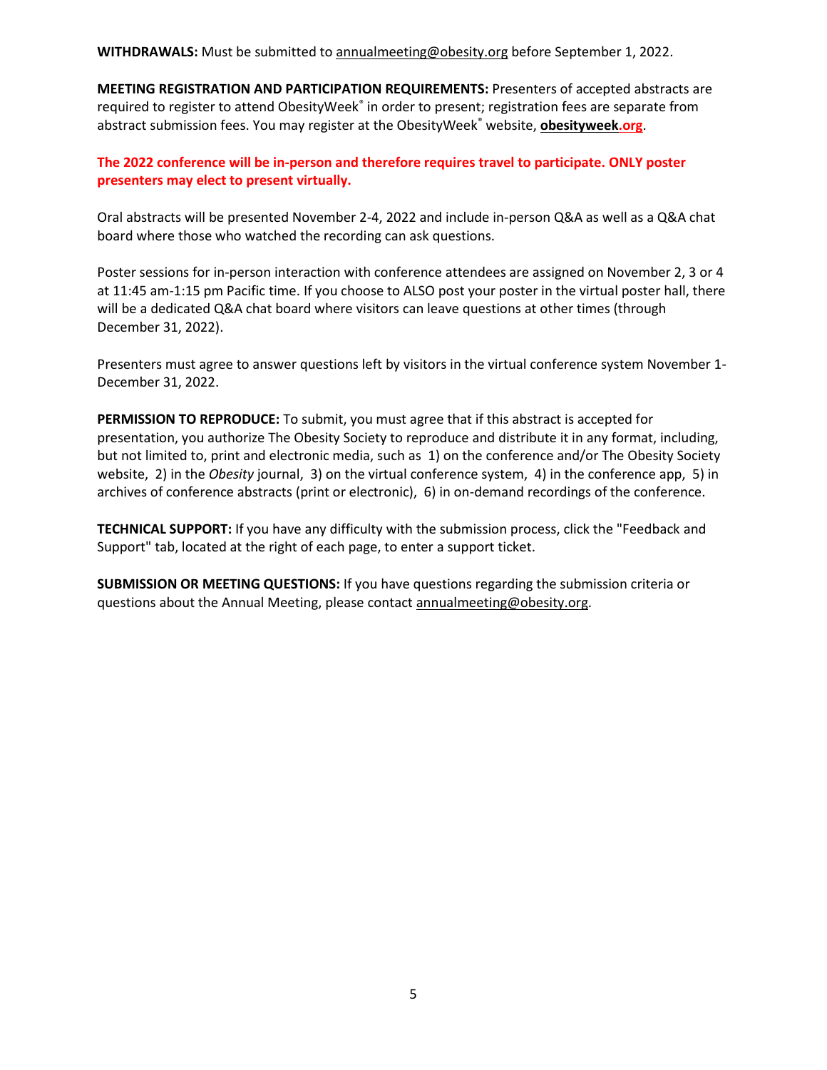**WITHDRAWALS:** Must be submitted to annualmeeting@obesity.org before September 1, 2022.

**MEETING REGISTRATION AND PARTICIPATION REQUIREMENTS:** Presenters of accepted abstracts are required to register to attend ObesityWeek® in order to present; registration fees are separate from abstract submission fees. You may register at the ObesityWeek® website, **obesityweek.org**.

**The 2022 conference will be in-person and therefore requires travel to participate. ONLY poster presenters may elect to present virtually.**

Oral abstracts will be presented November 2-4, 2022 and include in-person Q&A as well as a Q&A chat board where those who watched the recording can ask questions.

Poster sessions for in-person interaction with conference attendees are assigned on November 2, 3 or 4 at 11:45 am-1:15 pm Pacific time. If you choose to ALSO post your poster in the virtual poster hall, there will be a dedicated Q&A chat board where visitors can leave questions at other times (through December 31, 2022).

Presenters must agree to answer questions left by visitors in the virtual conference system November 1-December 31, 2022.

**PERMISSION TO REPRODUCE:** To submit, you must agree that if this abstract is accepted for presentation, you authorize The Obesity Society to reproduce and distribute it in any format, including, but not limited to, print and electronic media, such as 1) on the conference and/or The Obesity Society website, 2) in the *Obesity* journal, 3) on the virtual conference system, 4) in the conference app, 5) in archives of conference abstracts (print or electronic), 6) in on-demand recordings of the conference.

**TECHNICAL SUPPORT:** If you have any difficulty with the submission process, click the "Feedback and Support" tab, located at the right of each page, to enter a support ticket.

**SUBMISSION OR MEETING QUESTIONS:** If you have questions regarding the submission criteria or questions about the Annual Meeting, please contact annualmeeting@obesity.org.